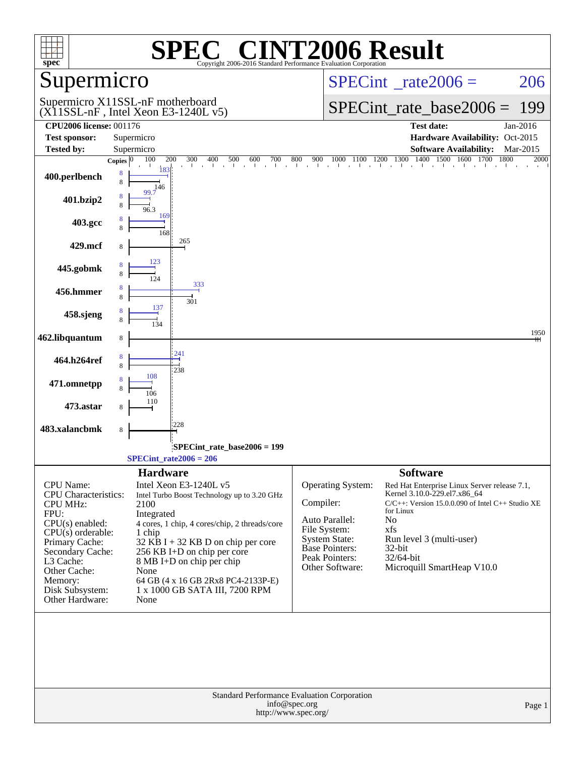# SPEC® CINT2006 Result

Copyright 2006-2016 Standard Performance Evaluation Corporation

## Supermicro

Supermicro X11SSL-nF motherboard
(X11SSL-nF , Intel Xeon E3-1240L v5)

SPECint_rate2006 = 206

SPECint_rate_base2006 = 199

| | | | |
|---|---|---|---|
| **CPU2006 license:** 001176 | | **Test date:** | Jan-2016 |
| **Test sponsor:** | Supermicro | **Hardware Availability:** | Oct-2015 |
| **Tested by:** | Supermicro | **Software Availability:** | Mar-2015 |

| Benchmark | Copies (peak) | Peak | Copies (base) | Base |
|---|---|---|---|---|
| 400.perlbench | 8 | 183 | 8 | 146 |
| 401.bzip2 | 8 | 99.7 | 8 | 96.3 |
| 403.gcc | 8 | 169 | 8 | 168 |
| 429.mcf | | | 8 | 265 |
| 445.gobmk | 8 | 123 | 8 | 124 |
| 456.hmmer | 8 | 333 | 8 | 301 |
| 458.sjeng | 8 | 137 | 8 | 134 |
| 462.libquantum | | | 8 | 1950 |
| 464.h264ref | 8 | 241 | 8 | 238 |
| 471.omnetpp | 8 | 108 | 8 | 106 |
| 473.astar | | | 8 | 110 |
| 483.xalancbmk | | | 8 | 228 |

SPECint_rate_base2006 = 199

SPECint_rate2006 = 206

## Hardware

| | |
|---|---|
| CPU Name: | Intel Xeon E3-1240L v5 |
| CPU Characteristics: | Intel Turbo Boost Technology up to 3.20 GHz |
| CPU MHz: | 2100 |
| FPU: | Integrated |
| CPU(s) enabled: | 4 cores, 1 chip, 4 cores/chip, 2 threads/core |
| CPU(s) orderable: | 1 chip |
| Primary Cache: | 32 KB I + 32 KB D on chip per core |
| Secondary Cache: | 256 KB I+D on chip per core |
| L3 Cache: | 8 MB I+D on chip per chip |
| Other Cache: | None |
| Memory: | 64 GB (4 x 16 GB 2Rx8 PC4-2133P-E) |
| Disk Subsystem: | 1 x 1000 GB SATA III, 7200 RPM |
| Other Hardware: | None |

## Software

| | |
|---|---|
| Operating System: | Red Hat Enterprise Linux Server release 7.1, Kernel 3.10.0-229.el7.x86_64 |
| Compiler: | C/C++: Version 15.0.0.090 of Intel C++ Studio XE for Linux |
| Auto Parallel: | No |
| File System: | xfs |
| System State: | Run level 3 (multi-user) |
| Base Pointers: | 32-bit |
| Peak Pointers: | 32/64-bit |
| Other Software: | Microquill SmartHeap V10.0 |

Standard Performance Evaluation Corporation
info@spec.org
http://www.spec.org/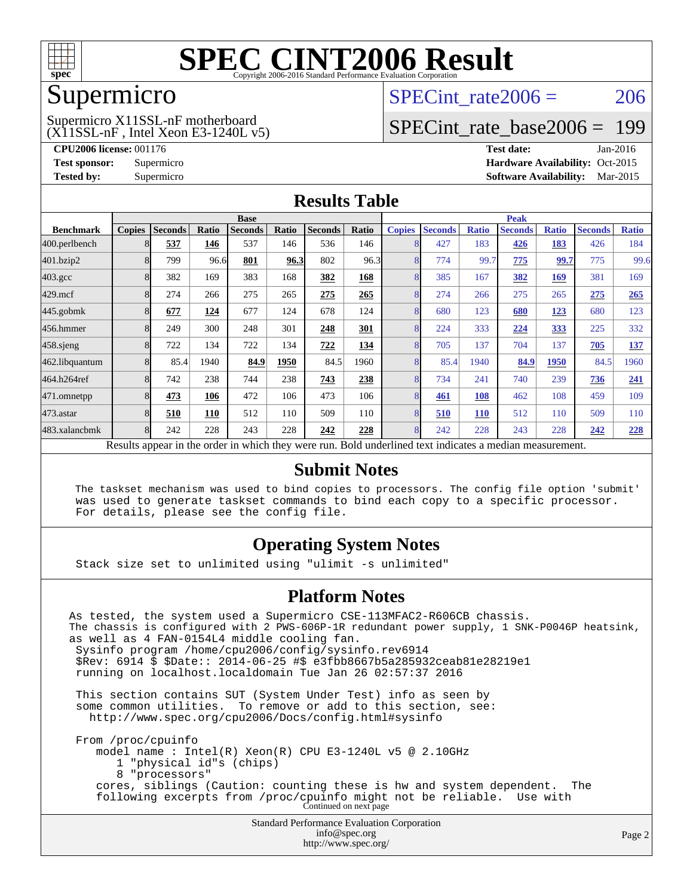# SPEC CINT2006 Result

Copyright 2006-2016 Standard Performance Evaluation Corporation

## Supermicro

Supermicro X11SSL-nF motherboard
(X11SSL-nF , Intel Xeon E3-1240L v5)

SPECint_rate2006 = 206

SPECint_rate_base2006 = 199

**CPU2006 license:** 001176
**Test sponsor:** Supermicro
**Tested by:** Supermicro

**Test date:** Jan-2016
**Hardware Availability:** Oct-2015
**Software Availability:** Mar-2015

## Results Table

| Benchmark | Base | | | | | | | Peak | | | | | | |
|---|---|---|---|---|---|---|---|---|---|---|---|---|---|---|
| | Copies | Seconds | Ratio | Seconds | Ratio | Seconds | Ratio | Copies | Seconds | Ratio | Seconds | Ratio | Seconds | Ratio |
| 400.perlbench | 8 | **537** | **146** | 537 | 146 | 536 | 146 | 8 | 427 | 183 | **426** | **183** | 426 | 184 |
| 401.bzip2 | 8 | 799 | 96.6 | **801** | **96.3** | 802 | 96.3 | 8 | 774 | 99.7 | **775** | **99.7** | 775 | 99.6 |
| 403.gcc | 8 | 382 | 169 | 383 | 168 | **382** | **168** | 8 | 385 | 167 | **382** | **169** | 381 | 169 |
| 429.mcf | 8 | 274 | 266 | 275 | 265 | **275** | **265** | 8 | 274 | 266 | 275 | 265 | **275** | **265** |
| 445.gobmk | 8 | **677** | **124** | 677 | 124 | 678 | 124 | 8 | 680 | 123 | **680** | **123** | 680 | 123 |
| 456.hmmer | 8 | 249 | 300 | 248 | 301 | **248** | **301** | 8 | 224 | 333 | **224** | **333** | 225 | 332 |
| 458.sjeng | 8 | 722 | 134 | 722 | 134 | **722** | **134** | 8 | 705 | 137 | 704 | 137 | **705** | **137** |
| 462.libquantum | 8 | 85.4 | 1940 | **84.9** | **1950** | 84.5 | 1960 | 8 | 85.4 | 1940 | **84.9** | **1950** | 84.5 | 1960 |
| 464.h264ref | 8 | 742 | 238 | 744 | 238 | **743** | **238** | 8 | 734 | 241 | 740 | 239 | **736** | **241** |
| 471.omnetpp | 8 | **473** | **106** | 472 | 106 | 473 | 106 | 8 | **461** | **108** | 462 | 108 | 459 | 109 |
| 473.astar | 8 | **510** | **110** | 512 | 110 | 509 | 110 | 8 | **510** | **110** | 512 | 110 | 509 | 110 |
| 483.xalancbmk | 8 | 242 | 228 | 243 | 228 | **242** | **228** | 8 | 242 | 228 | 243 | 228 | **242** | **228** |

Results appear in the order in which they were run. Bold underlined text indicates a median measurement.

## Submit Notes

```
The taskset mechanism was used to bind copies to processors. The config file option 'submit'
was used to generate taskset commands to bind each copy to a specific processor.
For details, please see the config file.
```

## Operating System Notes

```
Stack size set to unlimited using "ulimit -s unlimited"
```

## Platform Notes

```
As tested, the system used a Supermicro CSE-113MFAC2-R606CB chassis.
The chassis is configured with 2 PWS-606P-1R redundant power supply, 1 SNK-P0046P heatsink,
as well as 4 FAN-0154L4 middle cooling fan.
 Sysinfo program /home/cpu2006/config/sysinfo.rev6914
 $Rev: 6914 $ $Date:: 2014-06-25 #$ e3fbb8667b5a285932ceab81e28219e1
 running on localhost.localdomain Tue Jan 26 02:57:37 2016

 This section contains SUT (System Under Test) info as seen by
 some common utilities.  To remove or add to this section, see:
   http://www.spec.org/cpu2006/Docs/config.html#sysinfo

 From /proc/cpuinfo
    model name : Intel(R) Xeon(R) CPU E3-1240L v5 @ 2.10GHz
       1 "physical id"s (chips)
       8 "processors"
    cores, siblings (Caution: counting these is hw and system dependent.  The
    following excerpts from /proc/cpuinfo might not be reliable.  Use with
```

Continued on next page

Standard Performance Evaluation Corporation
info@spec.org
http://www.spec.org/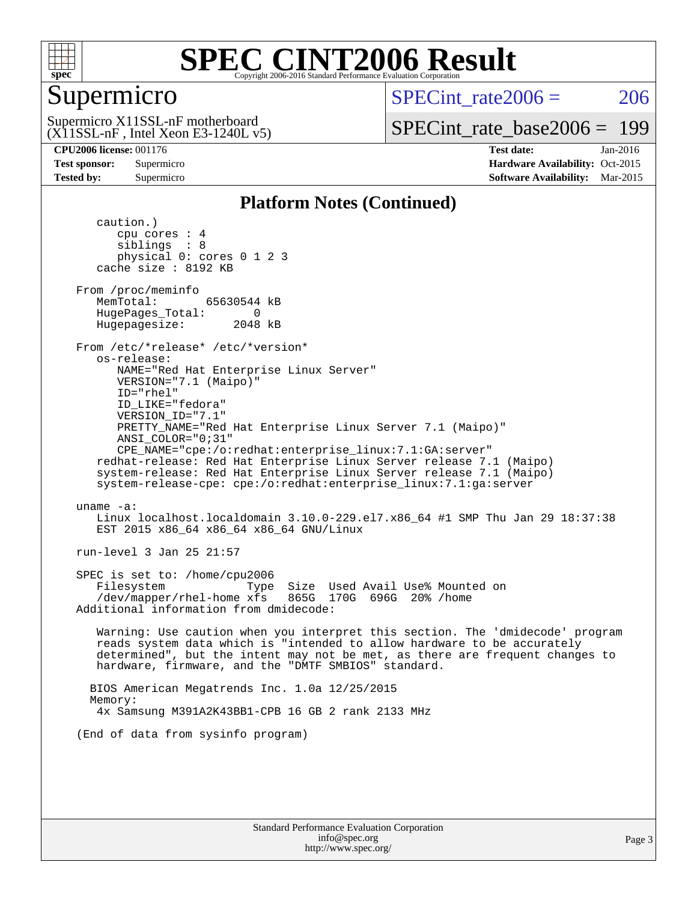## Platform Notes (Continued)

```
      caution.)
         cpu cores : 4
         siblings  : 8
         physical 0: cores 0 1 2 3
      cache size : 8192 KB

   From /proc/meminfo
      MemTotal:       65630544 kB
      HugePages_Total:       0
      Hugepagesize:       2048 kB

   From /etc/*release* /etc/*version*
      os-release:
         NAME="Red Hat Enterprise Linux Server"
         VERSION="7.1 (Maipo)"
         ID="rhel"
         ID_LIKE="fedora"
         VERSION_ID="7.1"
         PRETTY_NAME="Red Hat Enterprise Linux Server 7.1 (Maipo)"
         ANSI_COLOR="0;31"
         CPE_NAME="cpe:/o:redhat:enterprise_linux:7.1:GA:server"
      redhat-release: Red Hat Enterprise Linux Server release 7.1 (Maipo)
      system-release: Red Hat Enterprise Linux Server release 7.1 (Maipo)
      system-release-cpe: cpe:/o:redhat:enterprise_linux:7.1:ga:server

   uname -a:
      Linux localhost.localdomain 3.10.0-229.el7.x86_64 #1 SMP Thu Jan 29 18:37:38
      EST 2015 x86_64 x86_64 x86_64 GNU/Linux

   run-level 3 Jan 25 21:57

   SPEC is set to: /home/cpu2006
      Filesystem            Type  Size  Used Avail Use% Mounted on
      /dev/mapper/rhel-home xfs   865G  170G  696G  20% /home
   Additional information from dmidecode:

      Warning: Use caution when you interpret this section. The 'dmidecode' program
      reads system data which is "intended to allow hardware to be accurately
      determined", but the intent may not be met, as there are frequent changes to
      hardware, firmware, and the "DMTF SMBIOS" standard.

     BIOS American Megatrends Inc. 1.0a 12/25/2015
     Memory:
      4x Samsung M391A2K43BB1-CPB 16 GB 2 rank 2133 MHz

   (End of data from sysinfo program)
```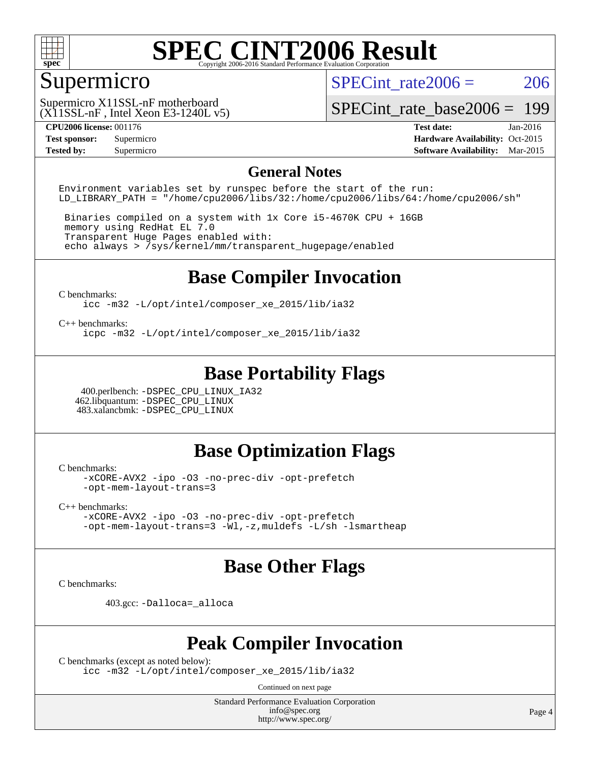# SPEC CINT2006 Result

Copyright 2006-2016 Standard Performance Evaluation Corporation

## Supermicro

Supermicro X11SSL-nF motherboard
(X11SSL-nF , Intel Xeon E3-1240L v5)

SPECint_rate2006 = 206

SPECint_rate_base2006 = 199

**CPU2006 license:** 001176
**Test sponsor:** Supermicro
**Tested by:** Supermicro

**Test date:** Jan-2016
**Hardware Availability:** Oct-2015
**Software Availability:** Mar-2015

## General Notes

```
Environment variables set by runspec before the start of the run:
LD_LIBRARY_PATH = "/home/cpu2006/libs/32:/home/cpu2006/libs/64:/home/cpu2006/sh"

 Binaries compiled on a system with 1x Core i5-4670K CPU + 16GB
 memory using RedHat EL 7.0
 Transparent Huge Pages enabled with:
 echo always > /sys/kernel/mm/transparent_hugepage/enabled
```

## Base Compiler Invocation

C benchmarks:
```
icc -m32 -L/opt/intel/composer_xe_2015/lib/ia32
```

C++ benchmarks:
```
icpc -m32 -L/opt/intel/composer_xe_2015/lib/ia32
```

## Base Portability Flags

400.perlbench: -DSPEC_CPU_LINUX_IA32
462.libquantum: -DSPEC_CPU_LINUX
483.xalancbmk: -DSPEC_CPU_LINUX

## Base Optimization Flags

C benchmarks:
```
-xCORE-AVX2 -ipo -O3 -no-prec-div -opt-prefetch
-opt-mem-layout-trans=3
```

C++ benchmarks:
```
-xCORE-AVX2 -ipo -O3 -no-prec-div -opt-prefetch
-opt-mem-layout-trans=3 -Wl,-z,muldefs -L/sh -lsmartheap
```

## Base Other Flags

C benchmarks:

403.gcc: -Dalloca=_alloca

## Peak Compiler Invocation

C benchmarks (except as noted below):
```
icc -m32 -L/opt/intel/composer_xe_2015/lib/ia32
```

Continued on next page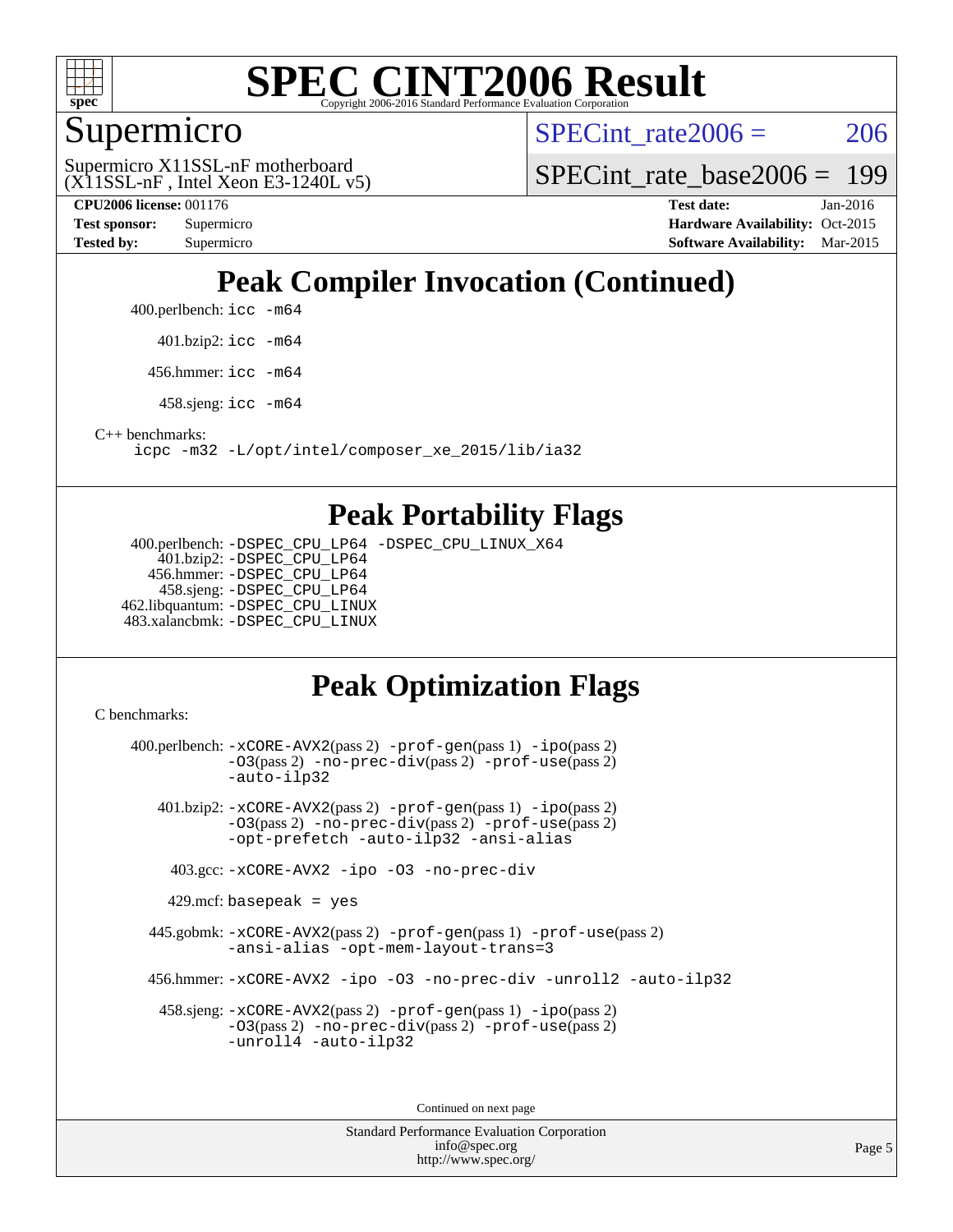# SPEC CINT2006 Result

Copyright 2006-2016 Standard Performance Evaluation Corporation

## Supermicro

Supermicro X11SSL-nF motherboard
(X11SSL-nF , Intel Xeon E3-1240L v5)

SPECint_rate2006 = 206

SPECint_rate_base2006 = 199

**CPU2006 license:** 001176
**Test sponsor:** Supermicro
**Tested by:** Supermicro

**Test date:** Jan-2016
**Hardware Availability:** Oct-2015
**Software Availability:** Mar-2015

## Peak Compiler Invocation (Continued)

400.perlbench: `icc -m64`

401.bzip2: `icc -m64`

456.hmmer: `icc -m64`

458.sjeng: `icc -m64`

C++ benchmarks:

```
icpc -m32 -L/opt/intel/composer_xe_2015/lib/ia32
```

## Peak Portability Flags

400.perlbench: `-DSPEC_CPU_LP64 -DSPEC_CPU_LINUX_X64`
401.bzip2: `-DSPEC_CPU_LP64`
456.hmmer: `-DSPEC_CPU_LP64`
458.sjeng: `-DSPEC_CPU_LP64`
462.libquantum: `-DSPEC_CPU_LINUX`
483.xalancbmk: `-DSPEC_CPU_LINUX`

## Peak Optimization Flags

C benchmarks:

400.perlbench: `-xCORE-AVX2`(pass 2) `-prof-gen`(pass 1) `-ipo`(pass 2) `-O3`(pass 2) `-no-prec-div`(pass 2) `-prof-use`(pass 2) `-auto-ilp32`

401.bzip2: `-xCORE-AVX2`(pass 2) `-prof-gen`(pass 1) `-ipo`(pass 2) `-O3`(pass 2) `-no-prec-div`(pass 2) `-prof-use`(pass 2) `-opt-prefetch -auto-ilp32 -ansi-alias`

403.gcc: `-xCORE-AVX2 -ipo -O3 -no-prec-div`

429.mcf: `basepeak = yes`

445.gobmk: `-xCORE-AVX2`(pass 2) `-prof-gen`(pass 1) `-prof-use`(pass 2) `-ansi-alias -opt-mem-layout-trans=3`

456.hmmer: `-xCORE-AVX2 -ipo -O3 -no-prec-div -unroll2 -auto-ilp32`

458.sjeng: `-xCORE-AVX2`(pass 2) `-prof-gen`(pass 1) `-ipo`(pass 2) `-O3`(pass 2) `-no-prec-div`(pass 2) `-prof-use`(pass 2) `-unroll4 -auto-ilp32`

Continued on next page

Standard Performance Evaluation Corporation
info@spec.org
http://www.spec.org/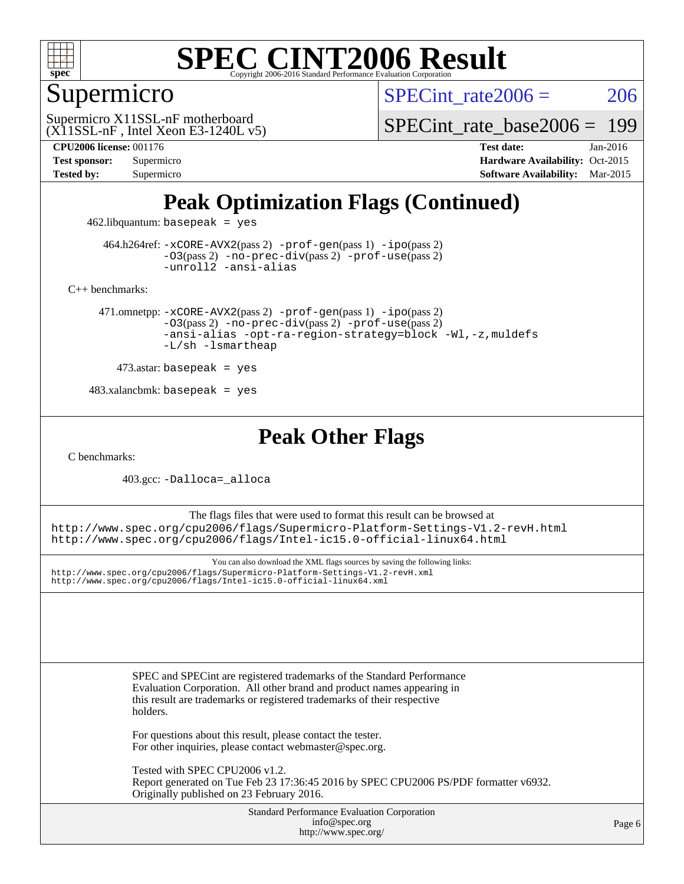## Peak Optimization Flags (Continued)

462.libquantum: basepeak = yes

464.h264ref: -xCORE-AVX2(pass 2) -prof-gen(pass 1) -ipo(pass 2) -O3(pass 2) -no-prec-div(pass 2) -prof-use(pass 2) -unroll2 -ansi-alias

C++ benchmarks:

471.omnetpp: -xCORE-AVX2(pass 2) -prof-gen(pass 1) -ipo(pass 2) -O3(pass 2) -no-prec-div(pass 2) -prof-use(pass 2) -ansi-alias -opt-ra-region-strategy=block -Wl,-z,muldefs -L/sh -lsmartheap

473.astar: basepeak = yes

483.xalancbmk: basepeak = yes

## Peak Other Flags

C benchmarks:

403.gcc: -Dalloca=_alloca

The flags files that were used to format this result can be browsed at
http://www.spec.org/cpu2006/flags/Supermicro-Platform-Settings-V1.2-revH.html
http://www.spec.org/cpu2006/flags/Intel-ic15.0-official-linux64.html

You can also download the XML flags sources by saving the following links:
http://www.spec.org/cpu2006/flags/Supermicro-Platform-Settings-V1.2-revH.xml
http://www.spec.org/cpu2006/flags/Intel-ic15.0-official-linux64.xml

SPEC and SPECint are registered trademarks of the Standard Performance Evaluation Corporation. All other brand and product names appearing in this result are trademarks or registered trademarks of their respective holders.

For questions about this result, please contact the tester.
For other inquiries, please contact webmaster@spec.org.

Tested with SPEC CPU2006 v1.2.
Report generated on Tue Feb 23 17:36:45 2016 by SPEC CPU2006 PS/PDF formatter v6932.
Originally published on 23 February 2016.